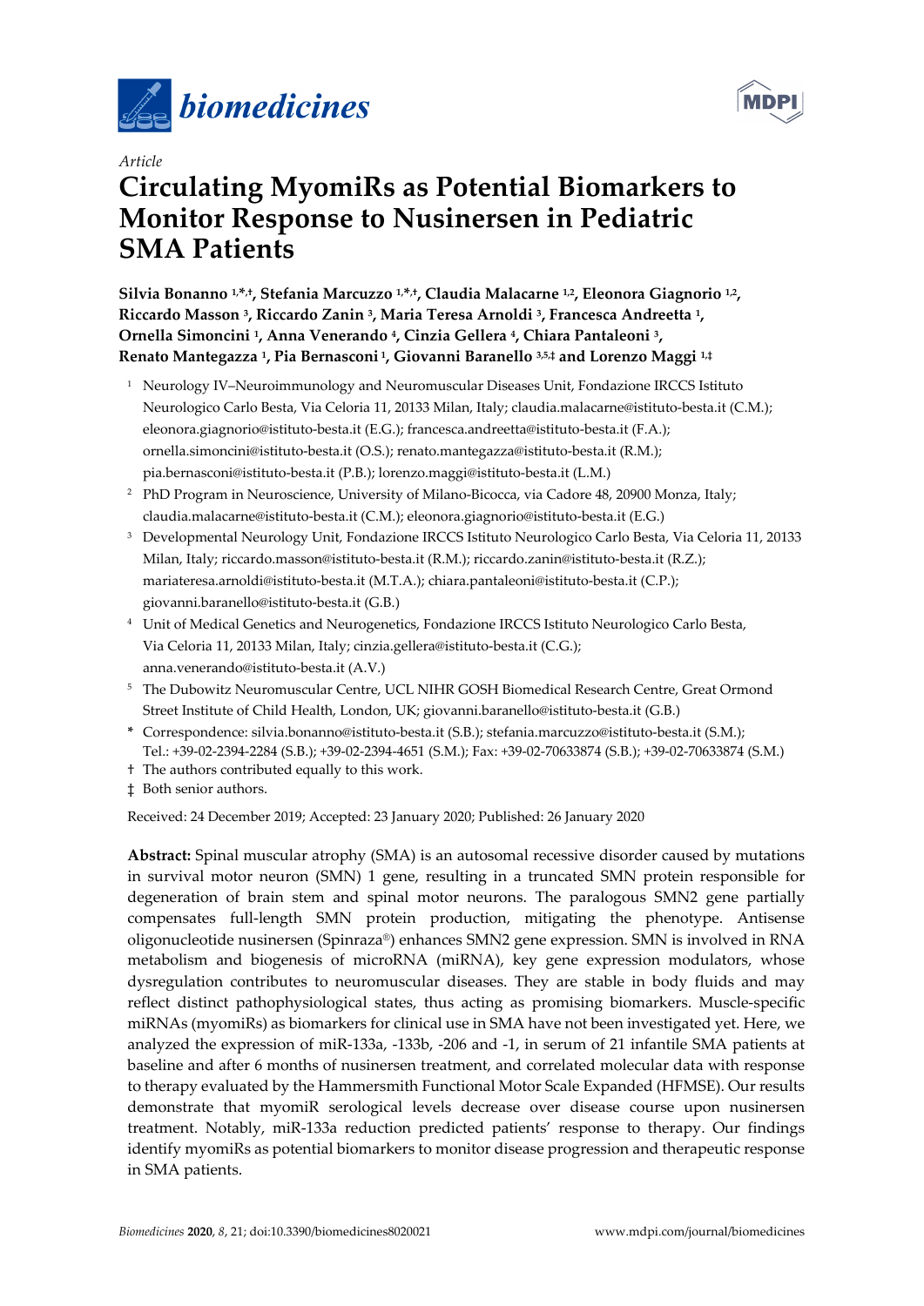*Article*

# Circulating MyomiRs as Potential Biomarkers to Monitor Response to Nusinersen in Pediatric SMA Patients

**Silvia Bonanno [1,*,†], Stefania Marcuzzo [1,*,†], Claudia Malacarne [1,2], Eleonora Giagnorio [1,2], Riccardo Masson [3], Riccardo Zanin [3], Maria Teresa Arnoldi [3], Francesca Andreetta [1], Ornella Simoncini [1], Anna Venerando [4], Cinzia Gellera [4], Chiara Pantaleoni [3], Renato Mantegazza [1], Pia Bernasconi [1], Giovanni Baranello [3,5,‡] and Lorenzo Maggi [1,‡]**

[1] Neurology IV–Neuroimmunology and Neuromuscular Diseases Unit, Fondazione IRCCS Istituto Neurologico Carlo Besta, Via Celoria 11, 20133 Milan, Italy; claudia.malacarne@istituto-besta.it (C.M.); eleonora.giagnorio@istituto-besta.it (E.G.); francesca.andreetta@istituto-besta.it (F.A.); ornella.simoncini@istituto-besta.it (O.S.); renato.mantegazza@istituto-besta.it (R.M.); pia.bernasconi@istituto-besta.it (P.B.); lorenzo.maggi@istituto-besta.it (L.M.)

[2] PhD Program in Neuroscience, University of Milano-Bicocca, via Cadore 48, 20900 Monza, Italy; claudia.malacarne@istituto-besta.it (C.M.); eleonora.giagnorio@istituto-besta.it (E.G.)

[3] Developmental Neurology Unit, Fondazione IRCCS Istituto Neurologico Carlo Besta, Via Celoria 11, 20133 Milan, Italy; riccardo.masson@istituto-besta.it (R.M.); riccardo.zanin@istituto-besta.it (R.Z.); mariateresa.arnoldi@istituto-besta.it (M.T.A.); chiara.pantaleoni@istituto-besta.it (C.P.); giovanni.baranello@istituto-besta.it (G.B.)

[4] Unit of Medical Genetics and Neurogenetics, Fondazione IRCCS Istituto Neurologico Carlo Besta, Via Celoria 11, 20133 Milan, Italy; cinzia.gellera@istituto-besta.it (C.G.); anna.venerando@istituto-besta.it (A.V.)

[5] The Dubowitz Neuromuscular Centre, UCL NIHR GOSH Biomedical Research Centre, Great Ormond Street Institute of Child Health, London, UK; giovanni.baranello@istituto-besta.it (G.B.)

\* Correspondence: silvia.bonanno@istituto-besta.it (S.B.); stefania.marcuzzo@istituto-besta.it (S.M.); Tel.: +39-02-2394-2284 (S.B.); +39-02-2394-4651 (S.M.); Fax: +39-02-70633874 (S.B.); +39-02-70633874 (S.M.)

† The authors contributed equally to this work.

‡ Both senior authors.

Received: 24 December 2019; Accepted: 23 January 2020; Published: 26 January 2020

**Abstract:** Spinal muscular atrophy (SMA) is an autosomal recessive disorder caused by mutations in survival motor neuron (SMN) 1 gene, resulting in a truncated SMN protein responsible for degeneration of brain stem and spinal motor neurons. The paralogous SMN2 gene partially compensates full-length SMN protein production, mitigating the phenotype. Antisense oligonucleotide nusinersen (Spinraza®) enhances SMN2 gene expression. SMN is involved in RNA metabolism and biogenesis of microRNA (miRNA), key gene expression modulators, whose dysregulation contributes to neuromuscular diseases. They are stable in body fluids and may reflect distinct pathophysiological states, thus acting as promising biomarkers. Muscle-specific miRNAs (myomiRs) as biomarkers for clinical use in SMA have not been investigated yet. Here, we analyzed the expression of miR-133a, -133b, -206 and -1, in serum of 21 infantile SMA patients at baseline and after 6 months of nusinersen treatment, and correlated molecular data with response to therapy evaluated by the Hammersmith Functional Motor Scale Expanded (HFMSE). Our results demonstrate that myomiR serological levels decrease over disease course upon nusinersen treatment. Notably, miR-133a reduction predicted patients' response to therapy. Our findings identify myomiRs as potential biomarkers to monitor disease progression and therapeutic response in SMA patients.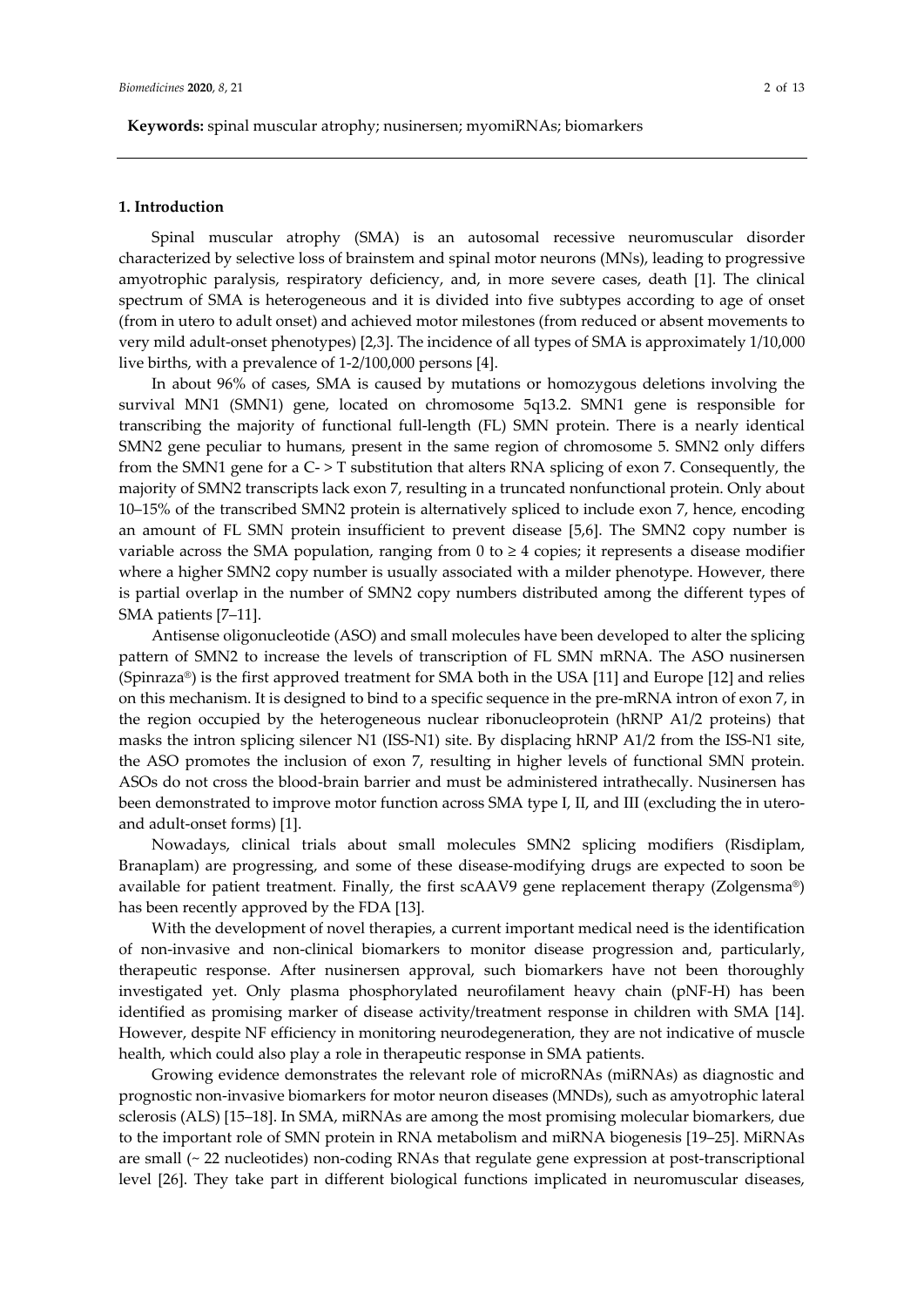**Keywords:** spinal muscular atrophy; nusinersen; myomiRNAs; biomarkers

## 1. Introduction

Spinal muscular atrophy (SMA) is an autosomal recessive neuromuscular disorder characterized by selective loss of brainstem and spinal motor neurons (MNs), leading to progressive amyotrophic paralysis, respiratory deficiency, and, in more severe cases, death [1]. The clinical spectrum of SMA is heterogeneous and it is divided into five subtypes according to age of onset (from in utero to adult onset) and achieved motor milestones (from reduced or absent movements to very mild adult-onset phenotypes) [2,3]. The incidence of all types of SMA is approximately 1/10,000 live births, with a prevalence of 1-2/100,000 persons [4].

In about 96% of cases, SMA is caused by mutations or homozygous deletions involving the survival MN1 (SMN1) gene, located on chromosome 5q13.2. SMN1 gene is responsible for transcribing the majority of functional full-length (FL) SMN protein. There is a nearly identical SMN2 gene peculiar to humans, present in the same region of chromosome 5. SMN2 only differs from the SMN1 gene for a C- > T substitution that alters RNA splicing of exon 7. Consequently, the majority of SMN2 transcripts lack exon 7, resulting in a truncated nonfunctional protein. Only about 10–15% of the transcribed SMN2 protein is alternatively spliced to include exon 7, hence, encoding an amount of FL SMN protein insufficient to prevent disease [5,6]. The SMN2 copy number is variable across the SMA population, ranging from 0 to ≥ 4 copies; it represents a disease modifier where a higher SMN2 copy number is usually associated with a milder phenotype. However, there is partial overlap in the number of SMN2 copy numbers distributed among the different types of SMA patients [7–11].

Antisense oligonucleotide (ASO) and small molecules have been developed to alter the splicing pattern of SMN2 to increase the levels of transcription of FL SMN mRNA. The ASO nusinersen (Spinraza®) is the first approved treatment for SMA both in the USA [11] and Europe [12] and relies on this mechanism. It is designed to bind to a specific sequence in the pre-mRNA intron of exon 7, in the region occupied by the heterogeneous nuclear ribonucleoprotein (hRNP A1/2 proteins) that masks the intron splicing silencer N1 (ISS-N1) site. By displacing hRNP A1/2 from the ISS-N1 site, the ASO promotes the inclusion of exon 7, resulting in higher levels of functional SMN protein. ASOs do not cross the blood-brain barrier and must be administered intrathecally. Nusinersen has been demonstrated to improve motor function across SMA type I, II, and III (excluding the in utero- and adult-onset forms) [1].

Nowadays, clinical trials about small molecules SMN2 splicing modifiers (Risdiplam, Branaplam) are progressing, and some of these disease-modifying drugs are expected to soon be available for patient treatment. Finally, the first scAAV9 gene replacement therapy (Zolgensma®) has been recently approved by the FDA [13].

With the development of novel therapies, a current important medical need is the identification of non-invasive and non-clinical biomarkers to monitor disease progression and, particularly, therapeutic response. After nusinersen approval, such biomarkers have not been thoroughly investigated yet. Only plasma phosphorylated neurofilament heavy chain (pNF-H) has been identified as promising marker of disease activity/treatment response in children with SMA [14]. However, despite NF efficiency in monitoring neurodegeneration, they are not indicative of muscle health, which could also play a role in therapeutic response in SMA patients.

Growing evidence demonstrates the relevant role of microRNAs (miRNAs) as diagnostic and prognostic non-invasive biomarkers for motor neuron diseases (MNDs), such as amyotrophic lateral sclerosis (ALS) [15–18]. In SMA, miRNAs are among the most promising molecular biomarkers, due to the important role of SMN protein in RNA metabolism and miRNA biogenesis [19–25]. MiRNAs are small (~ 22 nucleotides) non-coding RNAs that regulate gene expression at post-transcriptional level [26]. They take part in different biological functions implicated in neuromuscular diseases,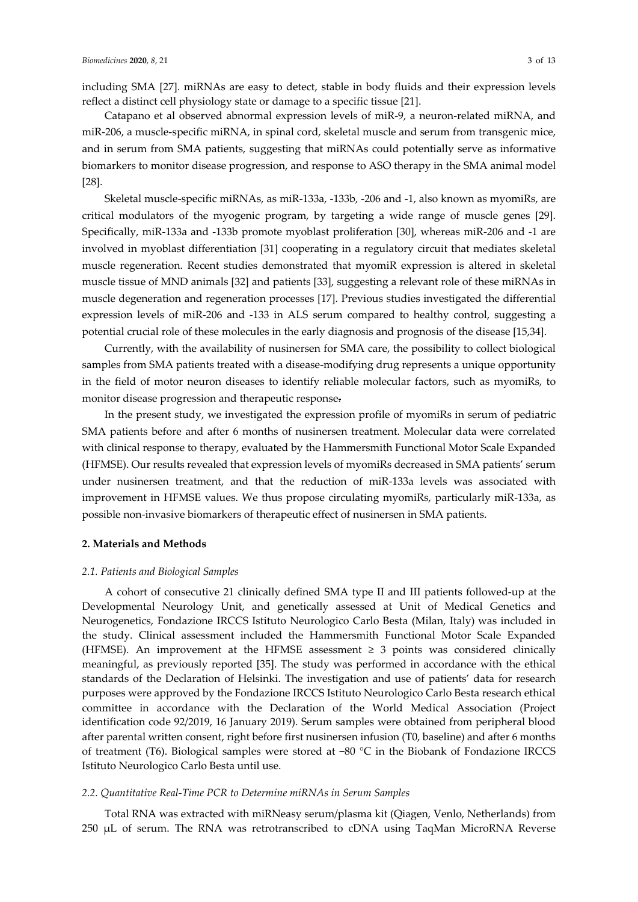including SMA [27]. miRNAs are easy to detect, stable in body fluids and their expression levels reflect a distinct cell physiology state or damage to a specific tissue [21].

Catapano et al observed abnormal expression levels of miR-9, a neuron-related miRNA, and miR-206, a muscle-specific miRNA, in spinal cord, skeletal muscle and serum from transgenic mice, and in serum from SMA patients, suggesting that miRNAs could potentially serve as informative biomarkers to monitor disease progression, and response to ASO therapy in the SMA animal model [28].

Skeletal muscle-specific miRNAs, as miR-133a, -133b, -206 and -1, also known as myomiRs, are critical modulators of the myogenic program, by targeting a wide range of muscle genes [29]. Specifically, miR-133a and -133b promote myoblast proliferation [30], whereas miR-206 and -1 are involved in myoblast differentiation [31] cooperating in a regulatory circuit that mediates skeletal muscle regeneration. Recent studies demonstrated that myomiR expression is altered in skeletal muscle tissue of MND animals [32] and patients [33], suggesting a relevant role of these miRNAs in muscle degeneration and regeneration processes [17]. Previous studies investigated the differential expression levels of miR-206 and -133 in ALS serum compared to healthy control, suggesting a potential crucial role of these molecules in the early diagnosis and prognosis of the disease [15,34].

Currently, with the availability of nusinersen for SMA care, the possibility to collect biological samples from SMA patients treated with a disease-modifying drug represents a unique opportunity in the field of motor neuron diseases to identify reliable molecular factors, such as myomiRs, to monitor disease progression and therapeutic response.

In the present study, we investigated the expression profile of myomiRs in serum of pediatric SMA patients before and after 6 months of nusinersen treatment. Molecular data were correlated with clinical response to therapy, evaluated by the Hammersmith Functional Motor Scale Expanded (HFMSE). Our results revealed that expression levels of myomiRs decreased in SMA patients' serum under nusinersen treatment, and that the reduction of miR-133a levels was associated with improvement in HFMSE values. We thus propose circulating myomiRs, particularly miR-133a, as possible non-invasive biomarkers of therapeutic effect of nusinersen in SMA patients.

## 2. Materials and Methods

### *2.1. Patients and Biological Samples*

A cohort of consecutive 21 clinically defined SMA type II and III patients followed-up at the Developmental Neurology Unit, and genetically assessed at Unit of Medical Genetics and Neurogenetics, Fondazione IRCCS Istituto Neurologico Carlo Besta (Milan, Italy) was included in the study. Clinical assessment included the Hammersmith Functional Motor Scale Expanded (HFMSE). An improvement at the HFMSE assessment $\geq 3$ points was considered clinically meaningful, as previously reported [35]. The study was performed in accordance with the ethical standards of the Declaration of Helsinki. The investigation and use of patients' data for research purposes were approved by the Fondazione IRCCS Istituto Neurologico Carlo Besta research ethical committee in accordance with the Declaration of the World Medical Association (Project identification code 92/2019, 16 January 2019). Serum samples were obtained from peripheral blood after parental written consent, right before first nusinersen infusion (T0, baseline) and after 6 months of treatment (T6). Biological samples were stored at −80 °C in the Biobank of Fondazione IRCCS Istituto Neurologico Carlo Besta until use.

### *2.2. Quantitative Real-Time PCR to Determine miRNAs in Serum Samples*

Total RNA was extracted with miRNeasy serum/plasma kit (Qiagen, Venlo, Netherlands) from 250 μL of serum. The RNA was retrotranscribed to cDNA using TaqMan MicroRNA Reverse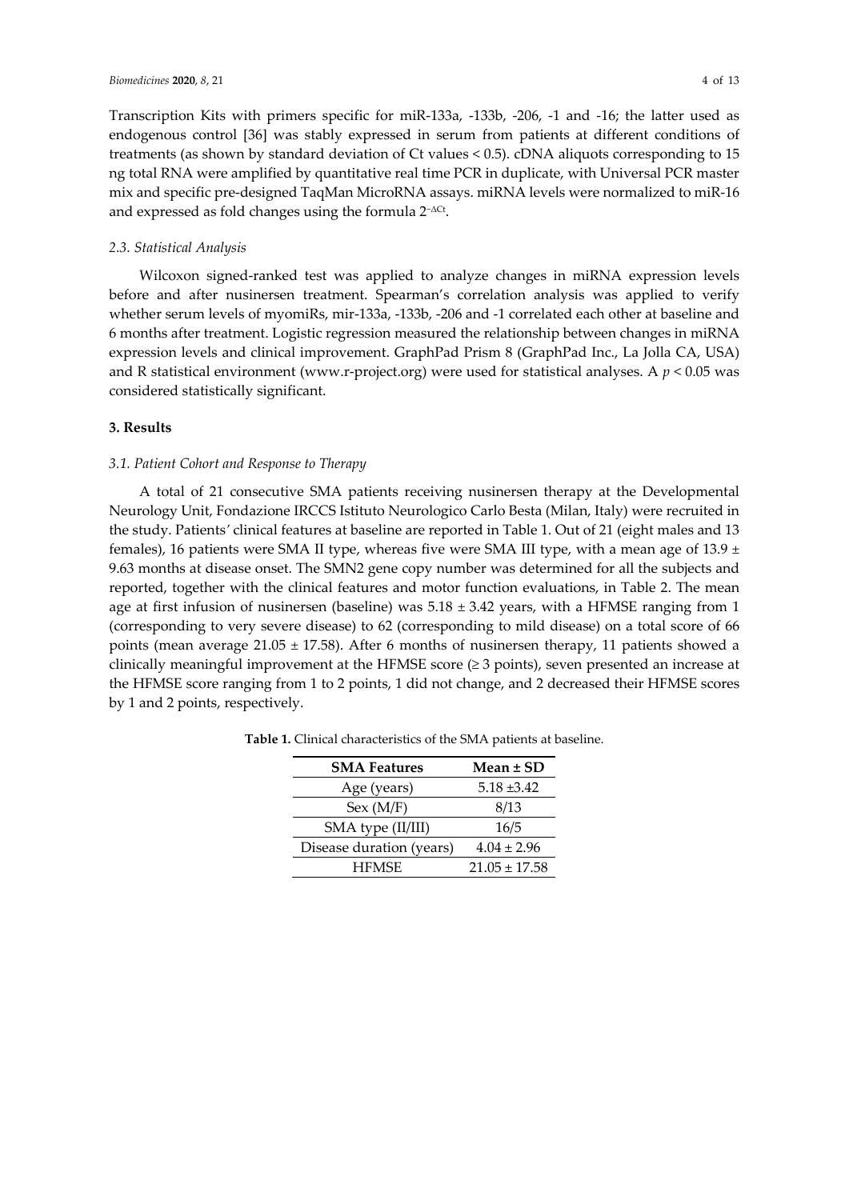Transcription Kits with primers specific for miR-133a, -133b, -206, -1 and -16; the latter used as endogenous control [36] was stably expressed in serum from patients at different conditions of treatments (as shown by standard deviation of Ct values < 0.5). cDNA aliquots corresponding to 15 ng total RNA were amplified by quantitative real time PCR in duplicate, with Universal PCR master mix and specific pre-designed TaqMan MicroRNA assays. miRNA levels were normalized to miR-16 and expressed as fold changes using the formula $2^{-\Delta Ct}$.

### *2.3. Statistical Analysis*

Wilcoxon signed-ranked test was applied to analyze changes in miRNA expression levels before and after nusinersen treatment. Spearman's correlation analysis was applied to verify whether serum levels of myomiRs, mir-133a, -133b, -206 and -1 correlated each other at baseline and 6 months after treatment. Logistic regression measured the relationship between changes in miRNA expression levels and clinical improvement. GraphPad Prism 8 (GraphPad Inc., La Jolla CA, USA) and R statistical environment (www.r-project.org) were used for statistical analyses. A $p < 0.05$ was considered statistically significant.

## **3. Results**

### *3.1. Patient Cohort and Response to Therapy*

A total of 21 consecutive SMA patients receiving nusinersen therapy at the Developmental Neurology Unit, Fondazione IRCCS Istituto Neurologico Carlo Besta (Milan, Italy) were recruited in the study. Patients' clinical features at baseline are reported in Table 1. Out of 21 (eight males and 13 females), 16 patients were SMA II type, whereas five were SMA III type, with a mean age of 13.9 ± 9.63 months at disease onset. The SMN2 gene copy number was determined for all the subjects and reported, together with the clinical features and motor function evaluations, in Table 2. The mean age at first infusion of nusinersen (baseline) was 5.18 ± 3.42 years, with a HFMSE ranging from 1 (corresponding to very severe disease) to 62 (corresponding to mild disease) on a total score of 66 points (mean average 21.05 ± 17.58). After 6 months of nusinersen therapy, 11 patients showed a clinically meaningful improvement at the HFMSE score (≥ 3 points), seven presented an increase at the HFMSE score ranging from 1 to 2 points, 1 did not change, and 2 decreased their HFMSE scores by 1 and 2 points, respectively.

**Table 1.** Clinical characteristics of the SMA patients at baseline.

| SMA Features | Mean ± SD |
|---|---|
| Age (years) | 5.18 ±3.42 |
| Sex (M/F) | 8/13 |
| SMA type (II/III) | 16/5 |
| Disease duration (years) | 4.04 ± 2.96 |
| HFMSE | 21.05 ± 17.58 |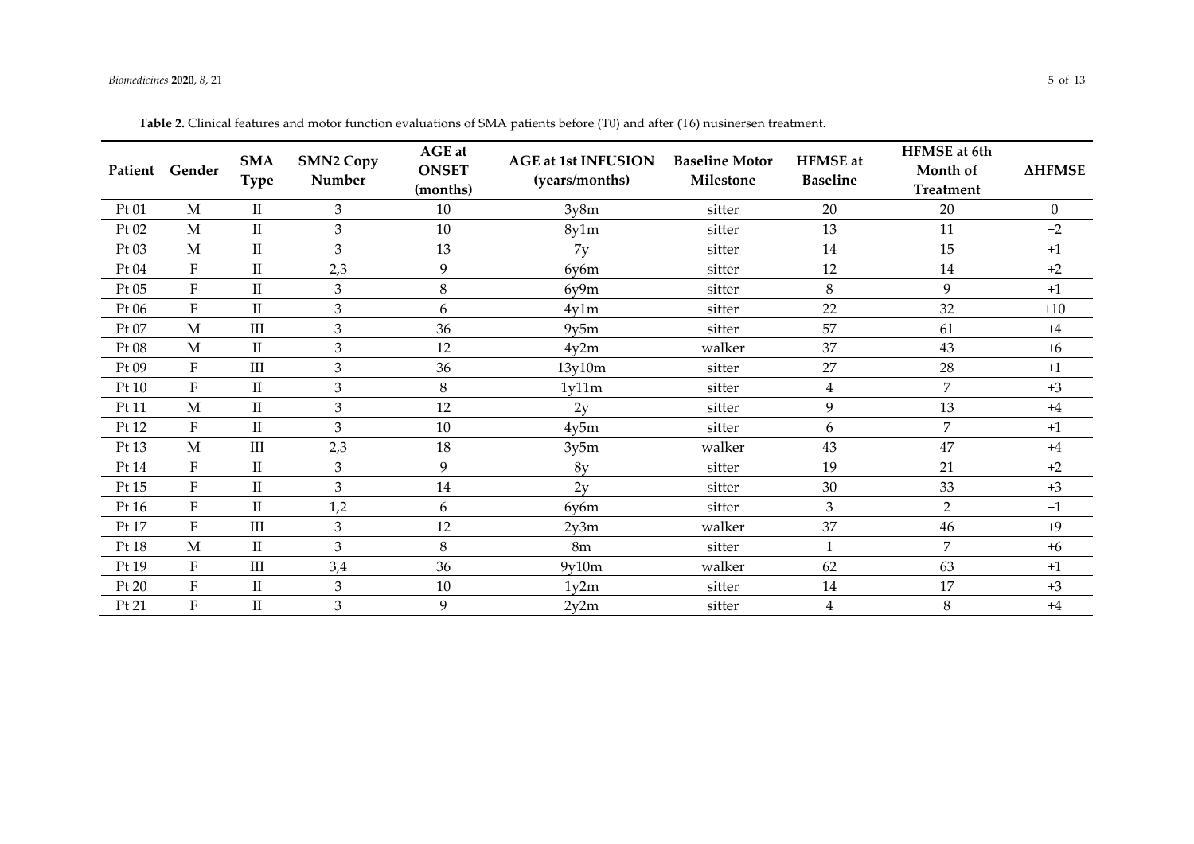**Table 2.** Clinical features and motor function evaluations of SMA patients before (T0) and after (T6) nusinersen treatment.

| Patient | Gender | SMA Type | SMN2 Copy Number | AGE at ONSET (months) | AGE at 1st INFUSION (years/months) | Baseline Motor Milestone | HFMSE at Baseline | HFMSE at 6th Month of Treatment | ΔHFMSE |
|---|---|---|---|---|---|---|---|---|---|
| Pt 01 | M | II | 3 | 10 | 3y8m | sitter | 20 | 20 | 0 |
| Pt 02 | M | II | 3 | 10 | 8y1m | sitter | 13 | 11 | −2 |
| Pt 03 | M | II | 3 | 13 | 7y | sitter | 14 | 15 | +1 |
| Pt 04 | F | II | 2,3 | 9 | 6y6m | sitter | 12 | 14 | +2 |
| Pt 05 | F | II | 3 | 8 | 6y9m | sitter | 8 | 9 | +1 |
| Pt 06 | F | II | 3 | 6 | 4y1m | sitter | 22 | 32 | +10 |
| Pt 07 | M | III | 3 | 36 | 9y5m | sitter | 57 | 61 | +4 |
| Pt 08 | M | II | 3 | 12 | 4y2m | walker | 37 | 43 | +6 |
| Pt 09 | F | III | 3 | 36 | 13y10m | sitter | 27 | 28 | +1 |
| Pt 10 | F | II | 3 | 8 | 1y11m | sitter | 4 | 7 | +3 |
| Pt 11 | M | II | 3 | 12 | 2y | sitter | 9 | 13 | +4 |
| Pt 12 | F | II | 3 | 10 | 4y5m | sitter | 6 | 7 | +1 |
| Pt 13 | M | III | 2,3 | 18 | 3y5m | walker | 43 | 47 | +4 |
| Pt 14 | F | II | 3 | 9 | 8y | sitter | 19 | 21 | +2 |
| Pt 15 | F | II | 3 | 14 | 2y | sitter | 30 | 33 | +3 |
| Pt 16 | F | II | 1,2 | 6 | 6y6m | sitter | 3 | 2 | −1 |
| Pt 17 | F | III | 3 | 12 | 2y3m | walker | 37 | 46 | +9 |
| Pt 18 | M | II | 3 | 8 | 8m | sitter | 1 | 7 | +6 |
| Pt 19 | F | III | 3,4 | 36 | 9y10m | walker | 62 | 63 | +1 |
| Pt 20 | F | II | 3 | 10 | 1y2m | sitter | 14 | 17 | +3 |
| Pt 21 | F | II | 3 | 9 | 2y2m | sitter | 4 | 8 | +4 |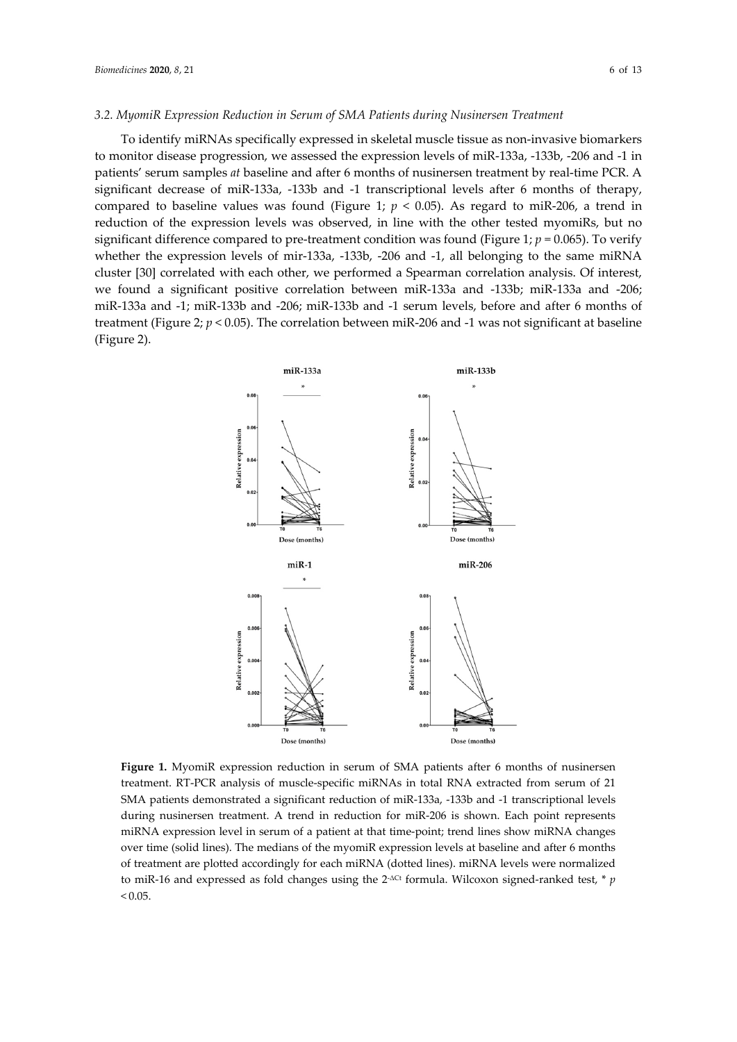### 3.2. MyomiR Expression Reduction in Serum of SMA Patients during Nusinersen Treatment

To identify miRNAs specifically expressed in skeletal muscle tissue as non-invasive biomarkers to monitor disease progression, we assessed the expression levels of miR-133a, -133b, -206 and -1 in patients' serum samples *at* baseline and after 6 months of nusinersen treatment by real-time PCR. A significant decrease of miR-133a, -133b and -1 transcriptional levels after 6 months of therapy, compared to baseline values was found (Figure 1; $p < 0.05$). As regard to miR-206, a trend in reduction of the expression levels was observed, in line with the other tested myomiRs, but no significant difference compared to pre-treatment condition was found (Figure 1; $p = 0.065$). To verify whether the expression levels of mir-133a, -133b, -206 and -1, all belonging to the same miRNA cluster [30] correlated with each other, we performed a Spearman correlation analysis. Of interest, we found a significant positive correlation between miR-133a and -133b; miR-133a and -206; miR-133a and -1; miR-133b and -206; miR-133b and -1 serum levels, before and after 6 months of treatment (Figure 2; $p < 0.05$). The correlation between miR-206 and -1 was not significant at baseline (Figure 2).

**Figure 1.** MyomiR expression reduction in serum of SMA patients after 6 months of nusinersen treatment. RT-PCR analysis of muscle-specific miRNAs in total RNA extracted from serum of 21 SMA patients demonstrated a significant reduction of miR-133a, -133b and -1 transcriptional levels during nusinersen treatment. A trend in reduction for miR-206 is shown. Each point represents miRNA expression level in serum of a patient at that time-point; trend lines show miRNA changes over time (solid lines). The medians of the myomiR expression levels at baseline and after 6 months of treatment are plotted accordingly for each miRNA (dotted lines). miRNA levels were normalized to miR-16 and expressed as fold changes using the $2^{-\Delta Ct}$ formula. Wilcoxon signed-ranked test, * $p < 0.05$.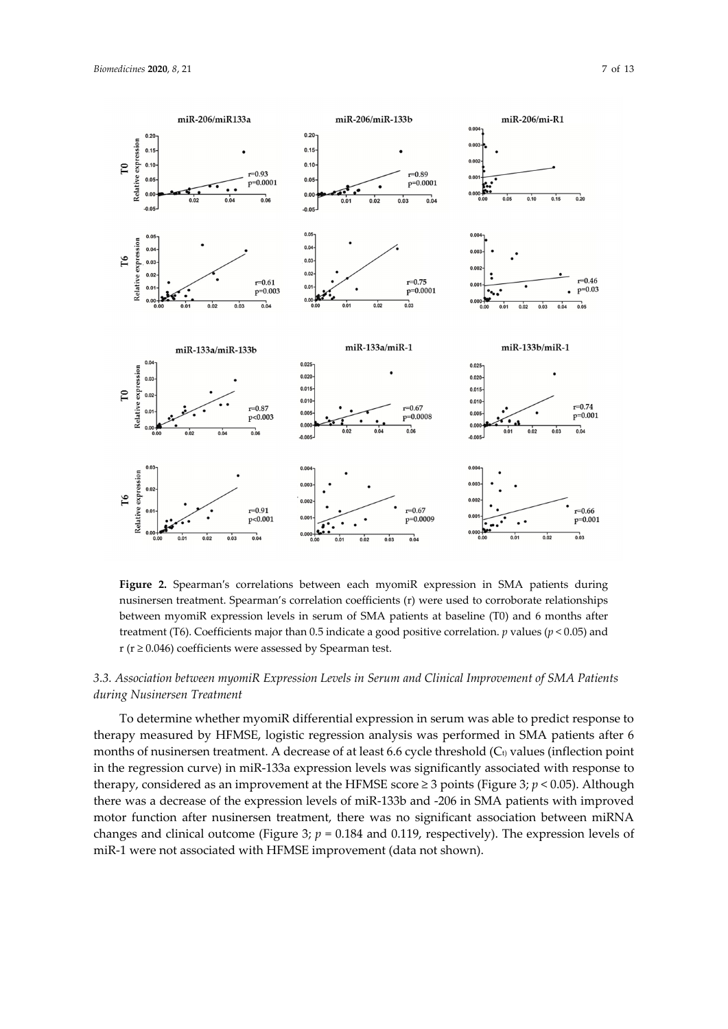**Figure 2.** Spearman's correlations between each myomiR expression in SMA patients during nusinersen treatment. Spearman's correlation coefficients (r) were used to corroborate relationships between myomiR expression levels in serum of SMA patients at baseline (T0) and 6 months after treatment (T6). Coefficients major than 0.5 indicate a good positive correlation. *p* values ($p < 0.05$) and r ($r \geq 0.046$) coefficients were assessed by Spearman test.

### *3.3. Association between myomiR Expression Levels in Serum and Clinical Improvement of SMA Patients during Nusinersen Treatment*

To determine whether myomiR differential expression in serum was able to predict response to therapy measured by HFMSE, logistic regression analysis was performed in SMA patients after 6 months of nusinersen treatment. A decrease of at least 6.6 cycle threshold ($C_t$) values (inflection point in the regression curve) in miR-133a expression levels was significantly associated with response to therapy, considered as an improvement at the HFMSE score ≥ 3 points (Figure 3; $p < 0.05$). Although there was a decrease of the expression levels of miR-133b and -206 in SMA patients with improved motor function after nusinersen treatment, there was no significant association between miRNA changes and clinical outcome (Figure 3; $p = 0.184$ and 0.119, respectively). The expression levels of miR-1 were not associated with HFMSE improvement (data not shown).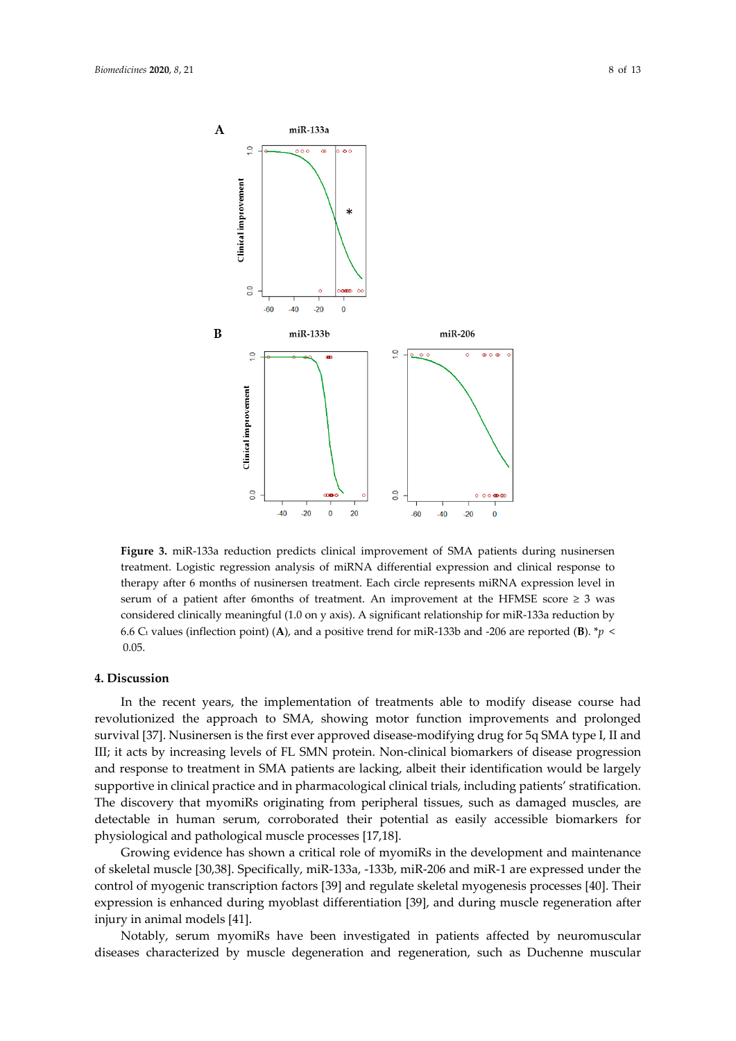**Figure 3.** miR-133a reduction predicts clinical improvement of SMA patients during nusinersen treatment. Logistic regression analysis of miRNA differential expression and clinical response to therapy after 6 months of nusinersen treatment. Each circle represents miRNA expression level in serum of a patient after 6months of treatment. An improvement at the HFMSE score ≥ 3 was considered clinically meaningful (1.0 on y axis). A significant relationship for miR-133a reduction by 6.6 $C_t$ values (inflection point) (**A**), and a positive trend for miR-133b and -206 are reported (**B**). \* $p < 0.05$.

## 4. Discussion

In the recent years, the implementation of treatments able to modify disease course had revolutionized the approach to SMA, showing motor function improvements and prolonged survival [37]. Nusinersen is the first ever approved disease-modifying drug for 5q SMA type I, II and III; it acts by increasing levels of FL SMN protein. Non-clinical biomarkers of disease progression and response to treatment in SMA patients are lacking, albeit their identification would be largely supportive in clinical practice and in pharmacological clinical trials, including patients' stratification. The discovery that myomiRs originating from peripheral tissues, such as damaged muscles, are detectable in human serum, corroborated their potential as easily accessible biomarkers for physiological and pathological muscle processes [17,18].

Growing evidence has shown a critical role of myomiRs in the development and maintenance of skeletal muscle [30,38]. Specifically, miR-133a, -133b, miR-206 and miR-1 are expressed under the control of myogenic transcription factors [39] and regulate skeletal myogenesis processes [40]. Their expression is enhanced during myoblast differentiation [39], and during muscle regeneration after injury in animal models [41].

Notably, serum myomiRs have been investigated in patients affected by neuromuscular diseases characterized by muscle degeneration and regeneration, such as Duchenne muscular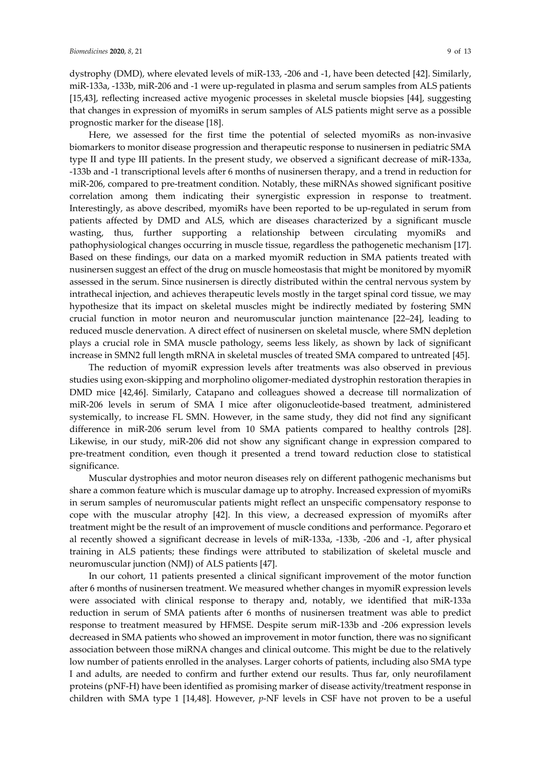dystrophy (DMD), where elevated levels of miR-133, -206 and -1, have been detected [42]. Similarly, miR-133a, -133b, miR-206 and -1 were up-regulated in plasma and serum samples from ALS patients [15,43], reflecting increased active myogenic processes in skeletal muscle biopsies [44], suggesting that changes in expression of myomiRs in serum samples of ALS patients might serve as a possible prognostic marker for the disease [18].

Here, we assessed for the first time the potential of selected myomiRs as non-invasive biomarkers to monitor disease progression and therapeutic response to nusinersen in pediatric SMA type II and type III patients. In the present study, we observed a significant decrease of miR-133a, -133b and -1 transcriptional levels after 6 months of nusinersen therapy, and a trend in reduction for miR-206, compared to pre-treatment condition. Notably, these miRNAs showed significant positive correlation among them indicating their synergistic expression in response to treatment. Interestingly, as above described, myomiRs have been reported to be up-regulated in serum from patients affected by DMD and ALS, which are diseases characterized by a significant muscle wasting, thus, further supporting a relationship between circulating myomiRs and pathophysiological changes occurring in muscle tissue, regardless the pathogenetic mechanism [17]. Based on these findings, our data on a marked myomiR reduction in SMA patients treated with nusinersen suggest an effect of the drug on muscle homeostasis that might be monitored by myomiR assessed in the serum. Since nusinersen is directly distributed within the central nervous system by intrathecal injection, and achieves therapeutic levels mostly in the target spinal cord tissue, we may hypothesize that its impact on skeletal muscles might be indirectly mediated by fostering SMN crucial function in motor neuron and neuromuscular junction maintenance [22–24], leading to reduced muscle denervation. A direct effect of nusinersen on skeletal muscle, where SMN depletion plays a crucial role in SMA muscle pathology, seems less likely, as shown by lack of significant increase in SMN2 full length mRNA in skeletal muscles of treated SMA compared to untreated [45].

The reduction of myomiR expression levels after treatments was also observed in previous studies using exon-skipping and morpholino oligomer-mediated dystrophin restoration therapies in DMD mice [42,46]. Similarly, Catapano and colleagues showed a decrease till normalization of miR-206 levels in serum of SMA I mice after oligonucleotide-based treatment, administered systemically, to increase FL SMN. However, in the same study, they did not find any significant difference in miR-206 serum level from 10 SMA patients compared to healthy controls [28]. Likewise, in our study, miR-206 did not show any significant change in expression compared to pre-treatment condition, even though it presented a trend toward reduction close to statistical significance.

Muscular dystrophies and motor neuron diseases rely on different pathogenic mechanisms but share a common feature which is muscular damage up to atrophy. Increased expression of myomiRs in serum samples of neuromuscular patients might reflect an unspecific compensatory response to cope with the muscular atrophy [42]. In this view, a decreased expression of myomiRs after treatment might be the result of an improvement of muscle conditions and performance. Pegoraro et al recently showed a significant decrease in levels of miR-133a, -133b, -206 and -1, after physical training in ALS patients; these findings were attributed to stabilization of skeletal muscle and neuromuscular junction (NMJ) of ALS patients [47].

In our cohort, 11 patients presented a clinical significant improvement of the motor function after 6 months of nusinersen treatment. We measured whether changes in myomiR expression levels were associated with clinical response to therapy and, notably, we identified that miR-133a reduction in serum of SMA patients after 6 months of nusinersen treatment was able to predict response to treatment measured by HFMSE. Despite serum miR-133b and -206 expression levels decreased in SMA patients who showed an improvement in motor function, there was no significant association between those miRNA changes and clinical outcome. This might be due to the relatively low number of patients enrolled in the analyses. Larger cohorts of patients, including also SMA type I and adults, are needed to confirm and further extend our results. Thus far, only neurofilament proteins (pNF-H) have been identified as promising marker of disease activity/treatment response in children with SMA type 1 [14,48]. However, *p*-NF levels in CSF have not proven to be a useful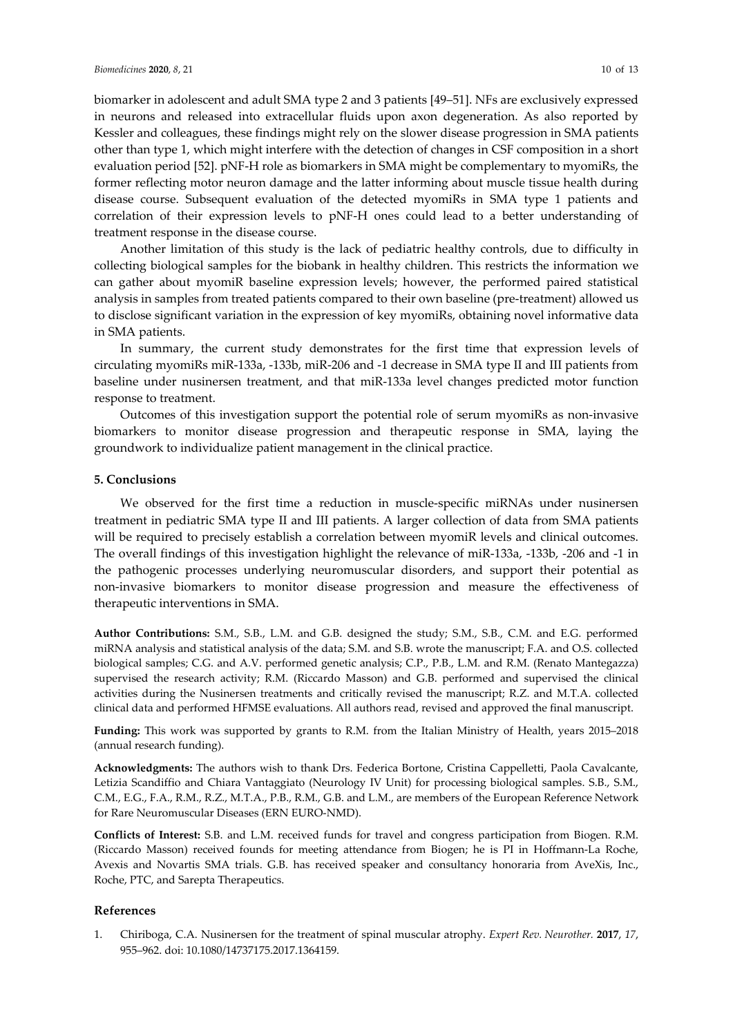biomarker in adolescent and adult SMA type 2 and 3 patients [49–51]. NFs are exclusively expressed in neurons and released into extracellular fluids upon axon degeneration. As also reported by Kessler and colleagues, these findings might rely on the slower disease progression in SMA patients other than type 1, which might interfere with the detection of changes in CSF composition in a short evaluation period [52]. pNF-H role as biomarkers in SMA might be complementary to myomiRs, the former reflecting motor neuron damage and the latter informing about muscle tissue health during disease course. Subsequent evaluation of the detected myomiRs in SMA type 1 patients and correlation of their expression levels to pNF-H ones could lead to a better understanding of treatment response in the disease course.

Another limitation of this study is the lack of pediatric healthy controls, due to difficulty in collecting biological samples for the biobank in healthy children. This restricts the information we can gather about myomiR baseline expression levels; however, the performed paired statistical analysis in samples from treated patients compared to their own baseline (pre-treatment) allowed us to disclose significant variation in the expression of key myomiRs, obtaining novel informative data in SMA patients.

In summary, the current study demonstrates for the first time that expression levels of circulating myomiRs miR-133a, -133b, miR-206 and -1 decrease in SMA type II and III patients from baseline under nusinersen treatment, and that miR-133a level changes predicted motor function response to treatment.

Outcomes of this investigation support the potential role of serum myomiRs as non-invasive biomarkers to monitor disease progression and therapeutic response in SMA, laying the groundwork to individualize patient management in the clinical practice.

## 5. Conclusions

We observed for the first time a reduction in muscle-specific miRNAs under nusinersen treatment in pediatric SMA type II and III patients. A larger collection of data from SMA patients will be required to precisely establish a correlation between myomiR levels and clinical outcomes. The overall findings of this investigation highlight the relevance of miR-133a, -133b, -206 and -1 in the pathogenic processes underlying neuromuscular disorders, and support their potential as non-invasive biomarkers to monitor disease progression and measure the effectiveness of therapeutic interventions in SMA.

**Author Contributions:** S.M., S.B., L.M. and G.B. designed the study; S.M., S.B., C.M. and E.G. performed miRNA analysis and statistical analysis of the data; S.M. and S.B. wrote the manuscript; F.A. and O.S. collected biological samples; C.G. and A.V. performed genetic analysis; C.P., P.B., L.M. and R.M. (Renato Mantegazza) supervised the research activity; R.M. (Riccardo Masson) and G.B. performed and supervised the clinical activities during the Nusinersen treatments and critically revised the manuscript; R.Z. and M.T.A. collected clinical data and performed HFMSE evaluations. All authors read, revised and approved the final manuscript.

**Funding:** This work was supported by grants to R.M. from the Italian Ministry of Health, years 2015–2018 (annual research funding).

**Acknowledgments:** The authors wish to thank Drs. Federica Bortone, Cristina Cappelletti, Paola Cavalcante, Letizia Scandiffio and Chiara Vantaggiato (Neurology IV Unit) for processing biological samples. S.B., S.M., C.M., E.G., F.A., R.M., R.Z., M.T.A., P.B., R.M., G.B. and L.M., are members of the European Reference Network for Rare Neuromuscular Diseases (ERN EURO-NMD).

**Conflicts of Interest:** S.B. and L.M. received funds for travel and congress participation from Biogen. R.M. (Riccardo Masson) received founds for meeting attendance from Biogen; he is PI in Hoffmann-La Roche, Avexis and Novartis SMA trials. G.B. has received speaker and consultancy honoraria from AveXis, Inc., Roche, PTC, and Sarepta Therapeutics.

## References

1. Chiriboga, C.A. Nusinersen for the treatment of spinal muscular atrophy. *Expert Rev. Neurother.* **2017**, *17*, 955–962. doi: 10.1080/14737175.2017.1364159.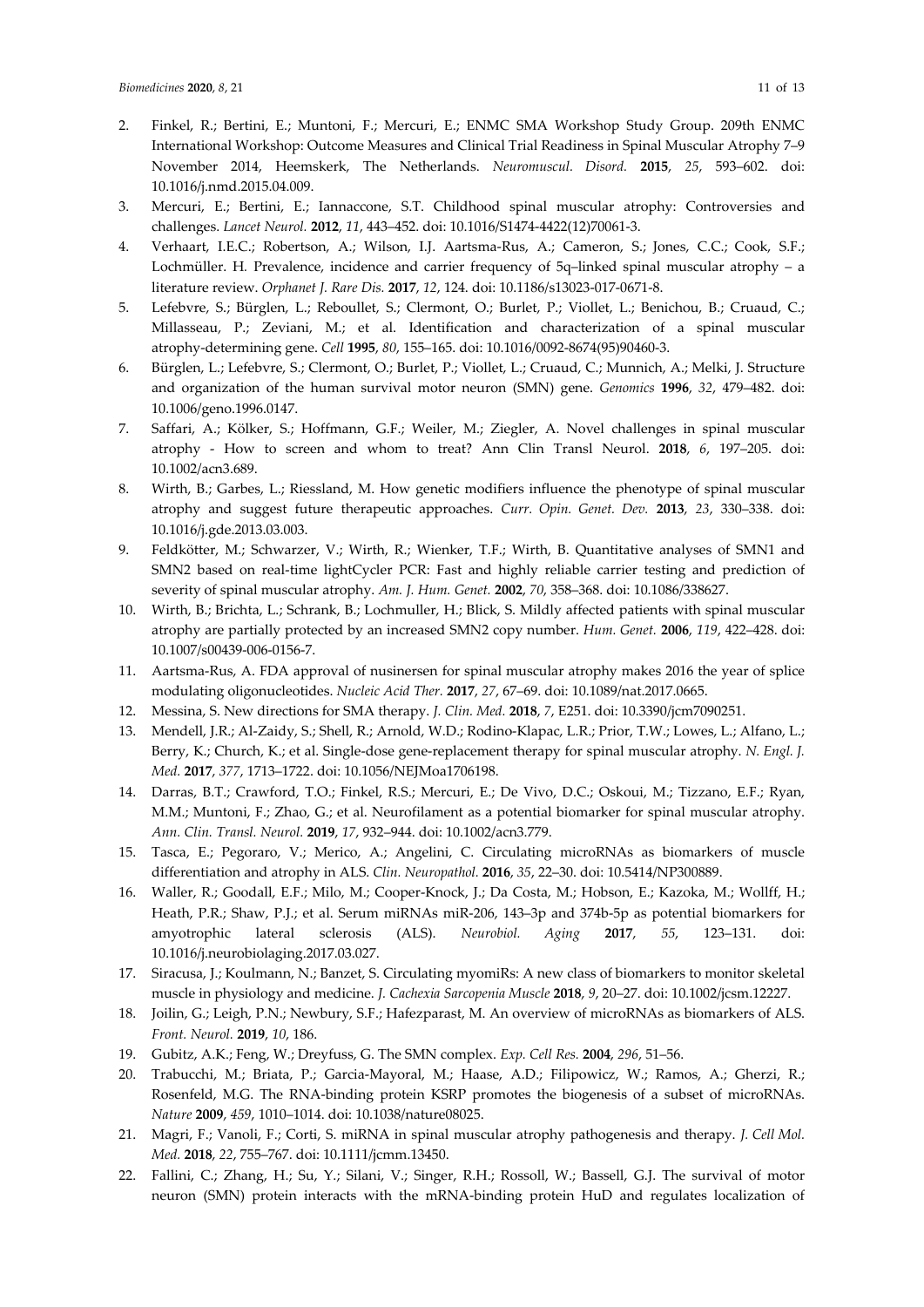2. Finkel, R.; Bertini, E.; Muntoni, F.; Mercuri, E.; ENMC SMA Workshop Study Group. 209th ENMC International Workshop: Outcome Measures and Clinical Trial Readiness in Spinal Muscular Atrophy 7–9 November 2014, Heemskerk, The Netherlands. *Neuromuscul. Disord.* **2015**, *25*, 593–602. doi: 10.1016/j.nmd.2015.04.009.
3. Mercuri, E.; Bertini, E.; Iannaccone, S.T. Childhood spinal muscular atrophy: Controversies and challenges. *Lancet Neurol.* **2012**, *11*, 443–452. doi: 10.1016/S1474-4422(12)70061-3.
4. Verhaart, I.E.C.; Robertson, A.; Wilson, I.J. Aartsma-Rus, A.; Cameron, S.; Jones, C.C.; Cook, S.F.; Lochmüller. H. Prevalence, incidence and carrier frequency of 5q–linked spinal muscular atrophy – a literature review. *Orphanet J. Rare Dis.* **2017**, *12*, 124. doi: 10.1186/s13023-017-0671-8.
5. Lefebvre, S.; Bürglen, L.; Reboullet, S.; Clermont, O.; Burlet, P.; Viollet, L.; Benichou, B.; Cruaud, C.; Millasseau, P.; Zeviani, M.; et al. Identification and characterization of a spinal muscular atrophy-determining gene. *Cell* **1995**, *80*, 155–165. doi: 10.1016/0092-8674(95)90460-3.
6. Bürglen, L.; Lefebvre, S.; Clermont, O.; Burlet, P.; Viollet, L.; Cruaud, C.; Munnich, A.; Melki, J. Structure and organization of the human survival motor neuron (SMN) gene. *Genomics* **1996**, *32*, 479–482. doi: 10.1006/geno.1996.0147.
7. Saffari, A.; Kölker, S.; Hoffmann, G.F.; Weiler, M.; Ziegler, A. Novel challenges in spinal muscular atrophy - How to screen and whom to treat? Ann Clin Transl Neurol. **2018**, *6*, 197–205. doi: 10.1002/acn3.689.
8. Wirth, B.; Garbes, L.; Riessland, M. How genetic modifiers influence the phenotype of spinal muscular atrophy and suggest future therapeutic approaches. *Curr. Opin. Genet. Dev.* **2013**, *23*, 330–338. doi: 10.1016/j.gde.2013.03.003.
9. Feldkötter, M.; Schwarzer, V.; Wirth, R.; Wienker, T.F.; Wirth, B. Quantitative analyses of SMN1 and SMN2 based on real-time lightCycler PCR: Fast and highly reliable carrier testing and prediction of severity of spinal muscular atrophy. *Am. J. Hum. Genet.* **2002**, *70*, 358–368. doi: 10.1086/338627.
10. Wirth, B.; Brichta, L.; Schrank, B.; Lochmuller, H.; Blick, S. Mildly affected patients with spinal muscular atrophy are partially protected by an increased SMN2 copy number. *Hum. Genet.* **2006**, *119*, 422–428. doi: 10.1007/s00439-006-0156-7.
11. Aartsma-Rus, A. FDA approval of nusinersen for spinal muscular atrophy makes 2016 the year of splice modulating oligonucleotides. *Nucleic Acid Ther.* **2017**, *27*, 67–69. doi: 10.1089/nat.2017.0665.
12. Messina, S. New directions for SMA therapy. *J. Clin. Med.* **2018**, *7*, E251. doi: 10.3390/jcm7090251.
13. Mendell, J.R.; Al-Zaidy, S.; Shell, R.; Arnold, W.D.; Rodino-Klapac, L.R.; Prior, T.W.; Lowes, L.; Alfano, L.; Berry, K.; Church, K.; et al. Single-dose gene-replacement therapy for spinal muscular atrophy. *N. Engl. J. Med.* **2017**, *377*, 1713–1722. doi: 10.1056/NEJMoa1706198.
14. Darras, B.T.; Crawford, T.O.; Finkel, R.S.; Mercuri, E.; De Vivo, D.C.; Oskoui, M.; Tizzano, E.F.; Ryan, M.M.; Muntoni, F.; Zhao, G.; et al. Neurofilament as a potential biomarker for spinal muscular atrophy. *Ann. Clin. Transl. Neurol.* **2019**, *17*, 932–944. doi: 10.1002/acn3.779.
15. Tasca, E.; Pegoraro, V.; Merico, A.; Angelini, C. Circulating microRNAs as biomarkers of muscle differentiation and atrophy in ALS. *Clin. Neuropathol.* **2016**, *35*, 22–30. doi: 10.5414/NP300889.
16. Waller, R.; Goodall, E.F.; Milo, M.; Cooper-Knock, J.; Da Costa, M.; Hobson, E.; Kazoka, M.; Wollff, H.; Heath, P.R.; Shaw, P.J.; et al. Serum miRNAs miR-206, 143–3p and 374b-5p as potential biomarkers for amyotrophic lateral sclerosis (ALS). *Neurobiol. Aging* **2017**, *55*, 123–131. doi: 10.1016/j.neurobiolaging.2017.03.027.
17. Siracusa, J.; Koulmann, N.; Banzet, S. Circulating myomiRs: A new class of biomarkers to monitor skeletal muscle in physiology and medicine. *J. Cachexia Sarcopenia Muscle* **2018**, *9*, 20–27. doi: 10.1002/jcsm.12227.
18. Joilin, G.; Leigh, P.N.; Newbury, S.F.; Hafezparast, M. An overview of microRNAs as biomarkers of ALS. *Front. Neurol.* **2019**, *10*, 186.
19. Gubitz, A.K.; Feng, W.; Dreyfuss, G. The SMN complex. *Exp. Cell Res.* **2004**, *296*, 51–56.
20. Trabucchi, M.; Briata, P.; Garcia-Mayoral, M.; Haase, A.D.; Filipowicz, W.; Ramos, A.; Gherzi, R.; Rosenfeld, M.G. The RNA-binding protein KSRP promotes the biogenesis of a subset of microRNAs. *Nature* **2009**, *459*, 1010–1014. doi: 10.1038/nature08025.
21. Magri, F.; Vanoli, F.; Corti, S. miRNA in spinal muscular atrophy pathogenesis and therapy. *J. Cell Mol. Med.* **2018**, *22*, 755–767. doi: 10.1111/jcmm.13450.
22. Fallini, C.; Zhang, H.; Su, Y.; Silani, V.; Singer, R.H.; Rossoll, W.; Bassell, G.J. The survival of motor neuron (SMN) protein interacts with the mRNA-binding protein HuD and regulates localization of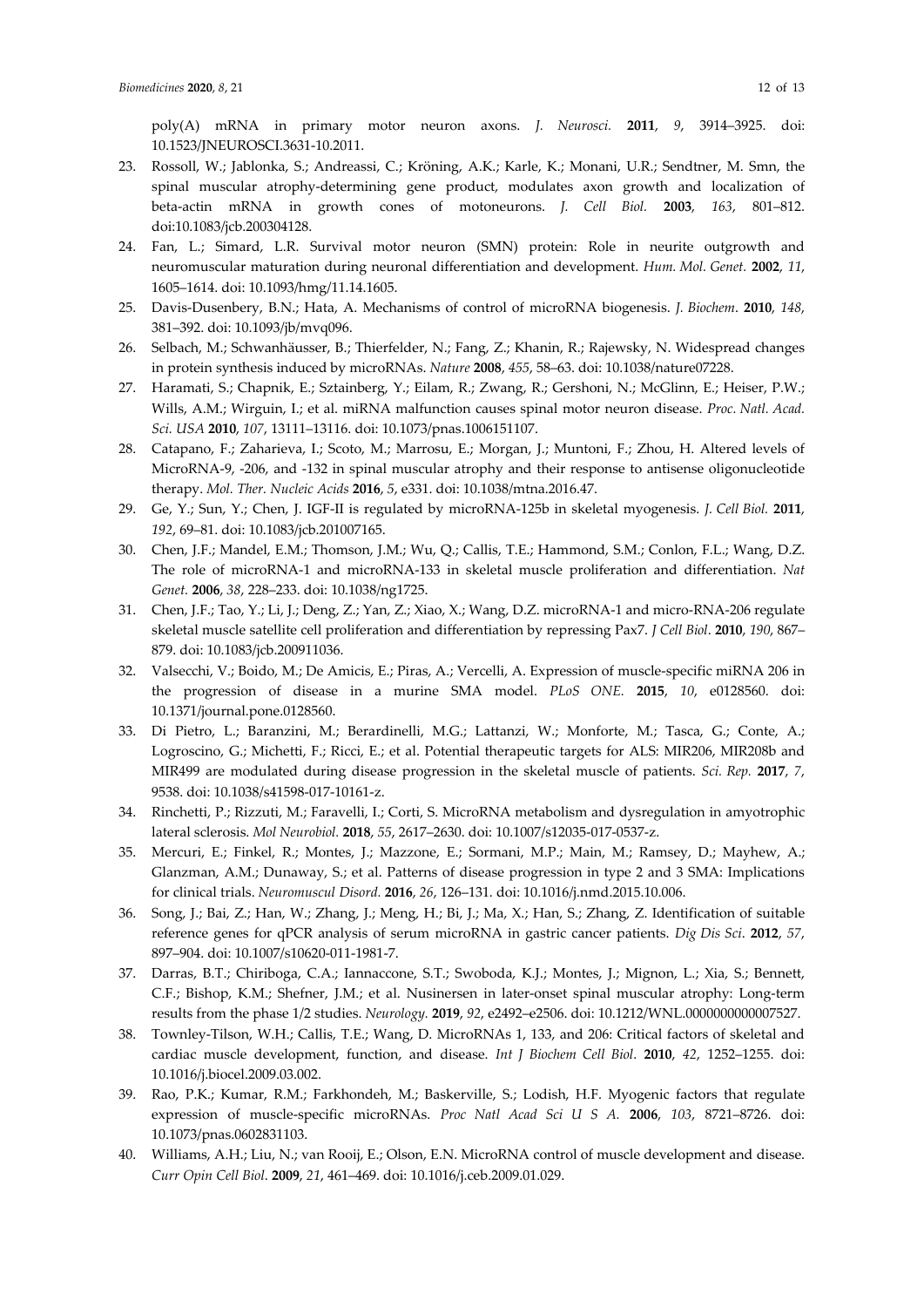poly(A) mRNA in primary motor neuron axons. *J. Neurosci.* **2011**, *9*, 3914–3925. doi: 10.1523/JNEUROSCI.3631-10.2011.

23. Rossoll, W.; Jablonka, S.; Andreassi, C.; Kröning, A.K.; Karle, K.; Monani, U.R.; Sendtner, M. Smn, the spinal muscular atrophy-determining gene product, modulates axon growth and localization of beta-actin mRNA in growth cones of motoneurons. *J. Cell Biol.* **2003**, *163*, 801–812. doi:10.1083/jcb.200304128.
24. Fan, L.; Simard, L.R. Survival motor neuron (SMN) protein: Role in neurite outgrowth and neuromuscular maturation during neuronal differentiation and development. *Hum. Mol. Genet.* **2002**, *11*, 1605–1614. doi: 10.1093/hmg/11.14.1605.
25. Davis-Dusenbery, B.N.; Hata, A. Mechanisms of control of microRNA biogenesis. *J. Biochem*. **2010**, *148*, 381–392. doi: 10.1093/jb/mvq096.
26. Selbach, M.; Schwanhäusser, B.; Thierfelder, N.; Fang, Z.; Khanin, R.; Rajewsky, N. Widespread changes in protein synthesis induced by microRNAs. *Nature* **2008**, *455*, 58–63. doi: 10.1038/nature07228.
27. Haramati, S.; Chapnik, E.; Sztainberg, Y.; Eilam, R.; Zwang, R.; Gershoni, N.; McGlinn, E.; Heiser, P.W.; Wills, A.M.; Wirguin, I.; et al. miRNA malfunction causes spinal motor neuron disease. *Proc. Natl. Acad. Sci. USA* **2010**, *107*, 13111–13116. doi: 10.1073/pnas.1006151107.
28. Catapano, F.; Zaharieva, I.; Scoto, M.; Marrosu, E.; Morgan, J.; Muntoni, F.; Zhou, H. Altered levels of MicroRNA-9, -206, and -132 in spinal muscular atrophy and their response to antisense oligonucleotide therapy. *Mol. Ther. Nucleic Acids* **2016**, *5*, e331. doi: 10.1038/mtna.2016.47.
29. Ge, Y.; Sun, Y.; Chen, J. IGF-II is regulated by microRNA-125b in skeletal myogenesis. *J. Cell Biol.* **2011**, *192*, 69–81. doi: 10.1083/jcb.201007165.
30. Chen, J.F.; Mandel, E.M.; Thomson, J.M.; Wu, Q.; Callis, T.E.; Hammond, S.M.; Conlon, F.L.; Wang, D.Z. The role of microRNA-1 and microRNA-133 in skeletal muscle proliferation and differentiation. *Nat Genet.* **2006**, *38*, 228–233. doi: 10.1038/ng1725.
31. Chen, J.F.; Tao, Y.; Li, J.; Deng, Z.; Yan, Z.; Xiao, X.; Wang, D.Z. microRNA-1 and micro-RNA-206 regulate skeletal muscle satellite cell proliferation and differentiation by repressing Pax7. *J Cell Biol*. **2010**, *190*, 867–879. doi: 10.1083/jcb.200911036.
32. Valsecchi, V.; Boido, M.; De Amicis, E.; Piras, A.; Vercelli, A. Expression of muscle-specific miRNA 206 in the progression of disease in a murine SMA model. *PLoS ONE.* **2015**, *10*, e0128560. doi: 10.1371/journal.pone.0128560.
33. Di Pietro, L.; Baranzini, M.; Berardinelli, M.G.; Lattanzi, W.; Monforte, M.; Tasca, G.; Conte, A.; Logroscino, G.; Michetti, F.; Ricci, E.; et al. Potential therapeutic targets for ALS: MIR206, MIR208b and MIR499 are modulated during disease progression in the skeletal muscle of patients. *Sci. Rep.* **2017**, *7*, 9538. doi: 10.1038/s41598-017-10161-z.
34. Rinchetti, P.; Rizzuti, M.; Faravelli, I.; Corti, S. MicroRNA metabolism and dysregulation in amyotrophic lateral sclerosis. *Mol Neurobiol.* **2018**, *55*, 2617–2630. doi: 10.1007/s12035-017-0537-z.
35. Mercuri, E.; Finkel, R.; Montes, J.; Mazzone, E.; Sormani, M.P.; Main, M.; Ramsey, D.; Mayhew, A.; Glanzman, A.M.; Dunaway, S.; et al. Patterns of disease progression in type 2 and 3 SMA: Implications for clinical trials. *Neuromuscul Disord.* **2016**, *26*, 126–131. doi: 10.1016/j.nmd.2015.10.006.
36. Song, J.; Bai, Z.; Han, W.; Zhang, J.; Meng, H.; Bi, J.; Ma, X.; Han, S.; Zhang, Z. Identification of suitable reference genes for qPCR analysis of serum microRNA in gastric cancer patients. *Dig Dis Sci*. **2012**, *57*, 897–904. doi: 10.1007/s10620-011-1981-7.
37. Darras, B.T.; Chiriboga, C.A.; Iannaccone, S.T.; Swoboda, K.J.; Montes, J.; Mignon, L.; Xia, S.; Bennett, C.F.; Bishop, K.M.; Shefner, J.M.; et al. Nusinersen in later-onset spinal muscular atrophy: Long-term results from the phase 1/2 studies. *Neurology.* **2019**, *92*, e2492–e2506. doi: 10.1212/WNL.0000000000007527.
38. Townley-Tilson, W.H.; Callis, T.E.; Wang, D. MicroRNAs 1, 133, and 206: Critical factors of skeletal and cardiac muscle development, function, and disease. *Int J Biochem Cell Biol*. **2010**, *42*, 1252–1255. doi: 10.1016/j.biocel.2009.03.002.
39. Rao, P.K.; Kumar, R.M.; Farkhondeh, M.; Baskerville, S.; Lodish, H.F. Myogenic factors that regulate expression of muscle-specific microRNAs. *Proc Natl Acad Sci U S A.* **2006**, *103*, 8721–8726. doi: 10.1073/pnas.0602831103.
40. Williams, A.H.; Liu, N.; van Rooij, E.; Olson, E.N. MicroRNA control of muscle development and disease. *Curr Opin Cell Biol*. **2009**, *21*, 461–469. doi: 10.1016/j.ceb.2009.01.029.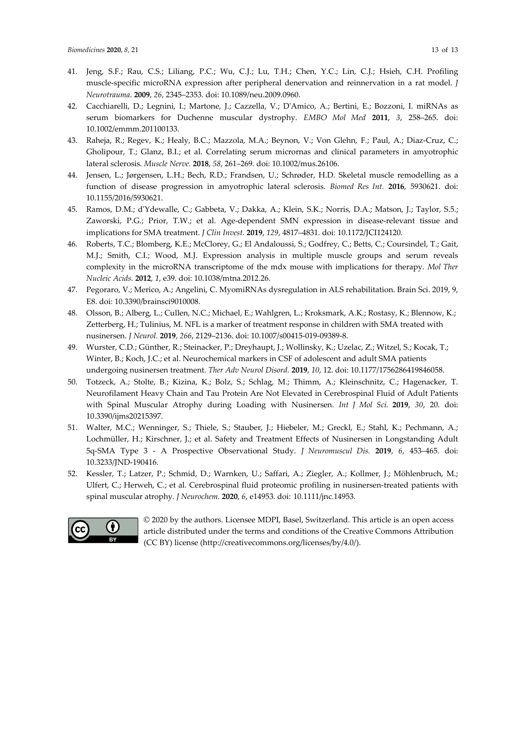41. Jeng, S.F.; Rau, C.S.; Liliang, P.C.; Wu, C.J.; Lu, T.H.; Chen, Y.C.; Lin, C.J.; Hsieh, C.H. Profiling muscle-specific microRNA expression after peripheral denervation and reinnervation in a rat model. *J Neurotrauma*. **2009**, *26*, 2345–2353. doi: 10.1089/neu.2009.0960.
42. Cacchiarelli, D.; Legnini, I.; Martone, J.; Cazzella, V.; D'Amico, A.; Bertini, E.; Bozzoni, I. miRNAs as serum biomarkers for Duchenne muscular dystrophy. *EMBO Mol Med* **2011**, *3*, 258–265. doi: 10.1002/emmm.201100133.
43. Raheja, R.; Regev, K.; Healy, B.C.; Mazzola, M.A.; Beynon, V.; Von Glehn, F.; Paul, A.; Diaz-Cruz, C.; Gholipour, T.; Glanz, B.I.; et al. Correlating serum micrornas and clinical parameters in amyotrophic lateral sclerosis. *Muscle Nerve.* **2018**, *58*, 261–269. doi: 10.1002/mus.26106.
44. Jensen, L.; Jørgensen, L.H.; Bech, R.D.; Frandsen, U.; Schrøder, H.D. Skeletal muscle remodelling as a function of disease progression in amyotrophic lateral sclerosis. *Biomed Res Int.* **2016**, 5930621. doi: 10.1155/2016/5930621.
45. Ramos, D.M.; d'Ydewalle, C.; Gabbeta, V.; Dakka, A.; Klein, S.K.; Norris, D.A.; Matson, J.; Taylor, S.S.; Zaworski, P.G.; Prior, T.W.; et al. Age-dependent SMN expression in disease-relevant tissue and implications for SMA treatment. *J Clin Invest.* **2019**, *129*, 4817–4831. doi: 10.1172/JCI124120.
46. Roberts, T.C.; Blomberg, K.E.; McClorey, G.; El Andaloussi, S.; Godfrey, C.; Betts, C.; Coursindel, T.; Gait, M.J.; Smith, C.I.; Wood, M.J. Expression analysis in multiple muscle groups and serum reveals complexity in the microRNA transcriptome of the mdx mouse with implications for therapy. *Mol Ther Nucleic Acids.* **2012**, *1*, e39. doi: 10.1038/mtna.2012.26.
47. Pegoraro, V.; Merico, A.; Angelini, C. MyomiRNAs dysregulation in ALS rehabilitation. Brain Sci. 2019, 9, E8. doi: 10.3390/brainsci9010008.
48. Olsson, B.; Alberg, L.; Cullen, N.C.; Michael, E.; Wahlgren, L.; Kroksmark, A.K.; Rostasy, K.; Blennow, K.; Zetterberg, H.; Tulinius, M. NFL is a marker of treatment response in children with SMA treated with nusinersen. *J Neurol.* **2019**, *266*, 2129–2136. doi: 10.1007/s00415-019-09389-8.
49. Wurster, C.D.; Günther, R.; Steinacker, P.; Dreyhaupt, J.; Wollinsky, K.; Uzelac, Z.; Witzel, S.; Kocak, T.; Winter, B.; Koch, J.C.; et al. Neurochemical markers in CSF of adolescent and adult SMA patients undergoing nusinersen treatment. *Ther Adv Neurol Disord.* **2019**, *10*, 12. doi: 10.1177/1756286419846058.
50. Totzeck, A.; Stolte, B.; Kizina, K.; Bolz, S.; Schlag, M.; Thimm, A.; Kleinschnitz, C.; Hagenacker, T. Neurofilament Heavy Chain and Tau Protein Are Not Elevated in Cerebrospinal Fluid of Adult Patients with Spinal Muscular Atrophy during Loading with Nusinersen. *Int J Mol Sci.* **2019**, *30*, 20. doi: 10.3390/ijms20215397.
51. Walter, M.C.; Wenninger, S.; Thiele, S.; Stauber, J.; Hiebeler, M.; Greckl, E.; Stahl, K.; Pechmann, A.; Lochmüller, H.; Kirschner, J.; et al. Safety and Treatment Effects of Nusinersen in Longstanding Adult 5q-SMA Type 3 - A Prospective Observational Study. *J Neuromuscul Dis.* **2019**, *6*, 453–465. doi: 10.3233/JND-190416.
52. Kessler, T.; Latzer, P.; Schmid, D.; Warnken, U.; Saffari, A.; Ziegler, A.; Kollmer, J.; Möhlenbruch, M.; Ulfert, C.; Herweh, C.; et al. Cerebrospinal fluid proteomic profiling in nusinersen-treated patients with spinal muscular atrophy. *J Neurochem.* **2020**, *6*, e14953. doi: 10.1111/jnc.14953.

© 2020 by the authors. Licensee MDPI, Basel, Switzerland. This article is an open access article distributed under the terms and conditions of the Creative Commons Attribution (CC BY) license (http://creativecommons.org/licenses/by/4.0/).